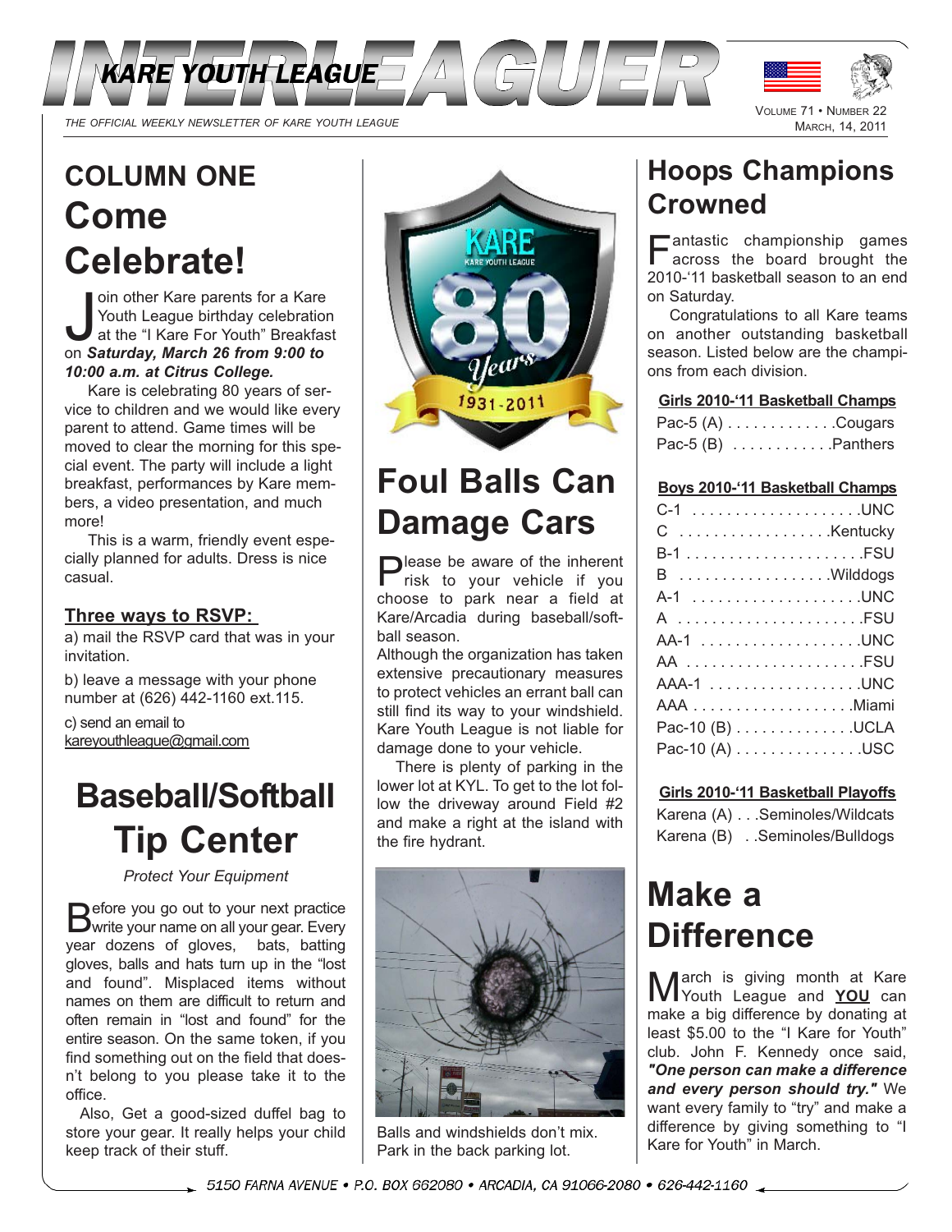# INTERLEAGUER

KARE YOUTH LEAGUE

THE OFFICIAL WEEKLY NEWSLETTER OF KARE YOUTH LEAGUE

VOLUME 71 • NUMBER 22
MARCH, 14, 2011

## COLUMN ONE
## Come Celebrate!

Join other Kare parents for a Kare Youth League birthday celebration at the "I Kare For Youth" Breakfast on ***Saturday, March 26 from 9:00 to 10:00 a.m. at Citrus College.***

Kare is celebrating 80 years of service to children and we would like every parent to attend. Game times will be moved to clear the morning for this special event. The party will include a light breakfast, performances by Kare members, a video presentation, and much more!

This is a warm, friendly event especially planned for adults. Dress is nice casual.

**Three ways to RSVP:**

a) mail the RSVP card that was in your invitation.

b) leave a message with your phone number at (626) 442-1160 ext.115.

c) send an email to kareyouthleague@gmail.com

## Baseball/Softball Tip Center

*Protect Your Equipment*

Before you go out to your next practice write your name on all your gear. Every year dozens of gloves, bats, batting gloves, balls and hats turn up in the "lost and found". Misplaced items without names on them are difficult to return and often remain in "lost and found" for the entire season. On the same token, if you find something out on the field that doesn't belong to you please take it to the office.

Also, Get a good-sized duffel bag to store your gear. It really helps your child keep track of their stuff.

KARE
KARE YOUTH LEAGUE
80 Years
1931-2011

## Foul Balls Can Damage Cars

Please be aware of the inherent risk to your vehicle if you choose to park near a field at Kare/Arcadia during baseball/softball season.

Although the organization has taken extensive precautionary measures to protect vehicles an errant ball can still find its way to your windshield. Kare Youth League is not liable for damage done to your vehicle.

There is plenty of parking in the lower lot at KYL. To get to the lot follow the driveway around Field #2 and make a right at the island with the fire hydrant.

Balls and windshields don't mix. Park in the back parking lot.

## Hoops Champions Crowned

Fantastic championship games across the board brought the 2010-'11 basketball season to an end on Saturday.

Congratulations to all Kare teams on another outstanding basketball season. Listed below are the champions from each division.

**Girls 2010-'11 Basketball Champs**

| Division | Champion |
|---|---|
| Pac-5 (A) | Cougars |
| Pac-5 (B) | Panthers |

**Boys 2010-'11 Basketball Champs**

| Division | Champion |
|---|---|
| C-1 | UNC |
| C | Kentucky |
| B-1 | FSU |
| B | Wilddogs |
| A-1 | UNC |
| A | FSU |
| AA-1 | UNC |
| AA | FSU |
| AAA-1 | UNC |
| AAA | Miami |
| Pac-10 (B) | UCLA |
| Pac-10 (A) | USC |

**Girls 2010-'11 Basketball Playoffs**

| Division | Champion |
|---|---|
| Karena (A) | Seminoles/Wildcats |
| Karena (B) | Seminoles/Bulldogs |

## Make a Difference

March is giving month at Kare Youth League and **YOU** can make a big difference by donating at least $5.00 to the "I Kare for Youth" club. John F. Kennedy once said, ***"One person can make a difference and every person should try."*** We want every family to "try" and make a difference by giving something to "I Kare for Youth" in March.

5150 FARNA AVENUE • P.O. BOX 662080 • ARCADIA, CA 91066-2080 • 626-442-1160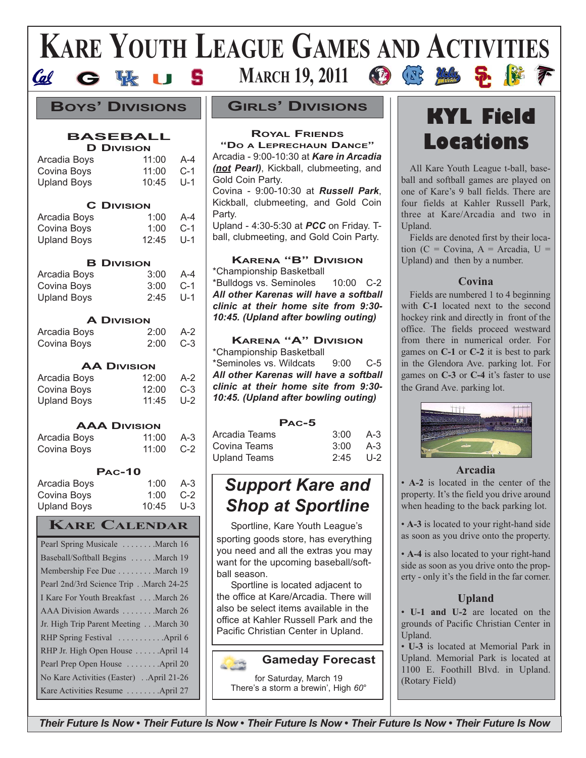# KARE YOUTH LEAGUE GAMES AND ACTIVITIES

## MARCH 19, 2011

## BOYS' DIVISIONS

### BASEBALL

#### D DIVISION

| | | |
|---|---|---|
| Arcadia Boys | 11:00 | A-4 |
| Covina Boys | 11:00 | C-1 |
| Upland Boys | 10:45 | U-1 |

#### C DIVISION

| | | |
|---|---|---|
| Arcadia Boys | 1:00 | A-4 |
| Covina Boys | 1:00 | C-1 |
| Upland Boys | 12:45 | U-1 |

#### B DIVISION

| | | |
|---|---|---|
| Arcadia Boys | 3:00 | A-4 |
| Covina Boys | 3:00 | C-1 |
| Upland Boys | 2:45 | U-1 |

#### A DIVISION

| | | |
|---|---|---|
| Arcadia Boys | 2:00 | A-2 |
| Covina Boys | 2:00 | C-3 |

#### AA DIVISION

| | | |
|---|---|---|
| Arcadia Boys | 12:00 | A-2 |
| Covina Boys | 12:00 | C-3 |
| Upland Boys | 11:45 | U-2 |

#### AAA DIVISION

| | | |
|---|---|---|
| Arcadia Boys | 11:00 | A-3 |
| Covina Boys | 11:00 | C-2 |

#### PAC-10

| | | |
|---|---|---|
| Arcadia Boys | 1:00 | A-3 |
| Covina Boys | 1:00 | C-2 |
| Upland Boys | 10:45 | U-3 |

## KARE CALENDAR

| | |
|---|---|
| Pearl Spring Musicale | March 16 |
| Baseball/Softball Begins | March 19 |
| Membership Fee Due | March 19 |
| Pearl 2nd/3rd Science Trip | March 24-25 |
| I Kare For Youth Breakfast | March 26 |
| AAA Division Awards | March 26 |
| Jr. High Trip Parent Meeting | March 30 |
| RHP Spring Festival | April 6 |
| RHP Jr. High Open House | April 14 |
| Pearl Prep Open House | April 20 |
| No Kare Activities (Easter) | April 21-26 |
| Kare Activities Resume | April 27 |

## GIRLS' DIVISIONS

### ROYAL FRIENDS

#### "DO A LEPRECHAUN DANCE"

Arcadia - 9:00-10:30 at ***Kare in Arcadia (not Pearl)***, Kickball, clubmeeting, and Gold Coin Party.

Covina - 9:00-10:30 at ***Russell Park***, Kickball, clubmeeting, and Gold Coin Party.

Upland - 4:30-5:30 at ***PCC*** on Friday. T-ball, clubmeeting, and Gold Coin Party.

### KARENA "B" DIVISION

*Championship Basketball

*Bulldogs vs. Seminoles 10:00 C-2

***All other Karenas will have a softball clinic at their home site from 9:30-10:45. (Upland after bowling outing)***

### KARENA "A" DIVISION

*Championship Basketball

*Seminoles vs. Wildcats 9:00 C-5

***All other Karenas will have a softball clinic at their home site from 9:30-10:45. (Upland after bowling outing)***

### PAC-5

| | | |
|---|---|---|
| Arcadia Teams | 3:00 | A-3 |
| Covina Teams | 3:00 | A-3 |
| Upland Teams | 2:45 | U-2 |

## *Support Kare and Shop at Sportline*

Sportline, Kare Youth League's sporting goods store, has everything you need and all the extras you may want for the upcoming baseball/softball season.

Sportline is located adjacent to the office at Kare/Arcadia. There will also be select items available in the office at Kahler Russell Park and the Pacific Christian Center in Upland.

## Gameday Forecast

for Saturday, March 19
There's a storm a brewin', High *60°*

## KYL Field Locations

All Kare Youth League t-ball, baseball and softball games are played on one of Kare's 9 ball fields. There are four fields at Kahler Russell Park, three at Kare/Arcadia and two in Upland.

Fields are denoted first by their location (C = Covina, A = Arcadia, U = Upland) and then by a number.

### Covina

Fields are numbered 1 to 4 beginning with **C-1** located next to the second hockey rink and directly in front of the office. The fields proceed westward from there in numerical order. For games on **C-1** or **C-2** it is best to park in the Glendora Ave. parking lot. For games on **C-3** or **C-4** it's faster to use the Grand Ave. parking lot.

### Arcadia

- **A-2** is located in the center of the property. It's the field you drive around when heading to the back parking lot.
- **A-3** is located to your right-hand side as soon as you drive onto the property.
- **A-4** is also located to your right-hand side as soon as you drive onto the property - only it's the field in the far corner.

### Upland

- **U-1 and U-2** are located on the grounds of Pacific Christian Center in Upland.
- **U-3** is located at Memorial Park in Upland. Memorial Park is located at 1100 E. Foothill Blvd. in Upland. (Rotary Field)

***Their Future Is Now • Their Future Is Now • Their Future Is Now • Their Future Is Now • Their Future Is Now***